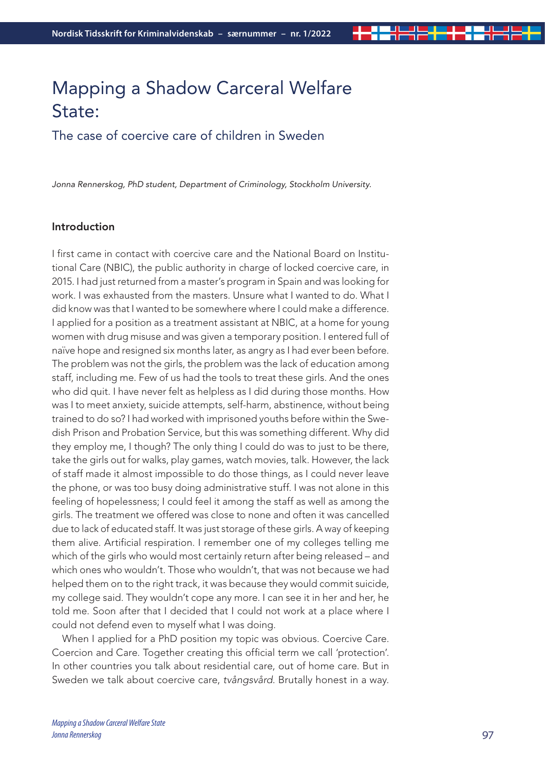# Mapping a Shadow Carceral Welfare State:

## The case of coercive care of children in Sweden

*Jonna Rennerskog, PhD student, Department of Criminology, Stockholm University.*

### Introduction

I first came in contact with coercive care and the National Board on Institutional Care (NBIC), the public authority in charge of locked coercive care, in 2015. I had just returned from a master's program in Spain and was looking for work. I was exhausted from the masters. Unsure what I wanted to do. What I did know was that I wanted to be somewhere where I could make a difference. I applied for a position as a treatment assistant at NBIC, at a home for young women with drug misuse and was given a temporary position. I entered full of naïve hope and resigned six months later, as angry as I had ever been before. The problem was not the girls, the problem was the lack of education among staff, including me. Few of us had the tools to treat these girls. And the ones who did quit. I have never felt as helpless as I did during those months. How was I to meet anxiety, suicide attempts, self-harm, abstinence, without being trained to do so? I had worked with imprisoned youths before within the Swedish Prison and Probation Service, but this was something different. Why did they employ me, I though? The only thing I could do was to just to be there, take the girls out for walks, play games, watch movies, talk. However, the lack of staff made it almost impossible to do those things, as I could never leave the phone, or was too busy doing administrative stuff. I was not alone in this feeling of hopelessness; I could feel it among the staff as well as among the girls. The treatment we offered was close to none and often it was cancelled due to lack of educated staff. It was just storage of these girls. A way of keeping them alive. Artificial respiration. I remember one of my colleges telling me which of the girls who would most certainly return after being released – and which ones who wouldn't. Those who wouldn't, that was not because we had helped them on to the right track, it was because they would commit suicide, my college said. They wouldn't cope any more. I can see it in her and her, he told me. Soon after that I decided that I could not work at a place where I could not defend even to myself what I was doing.

When I applied for a PhD position my topic was obvious. Coercive Care. Coercion and Care. Together creating this official term we call 'protection'. In other countries you talk about residential care, out of home care. But in Sweden we talk about coercive care, *tvångsvård*. Brutally honest in a way.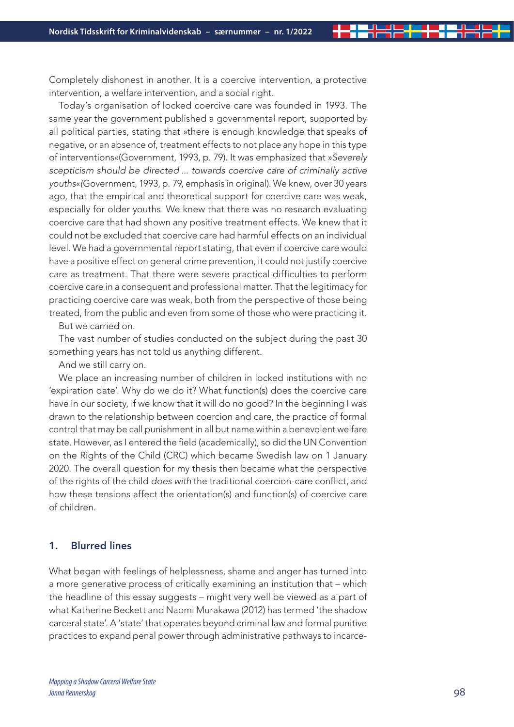Completely dishonest in another. It is a coercive intervention, a protective intervention, a welfare intervention, and a social right.

Today's organisation of locked coercive care was founded in 1993. The same year the government published a governmental report, supported by all political parties, stating that »there is enough knowledge that speaks of negative, or an absence of, treatment effects to not place any hope in this type of interventions«(Government, 1993, p. 79). It was emphasized that »*Severely scepticism should be directed … towards coercive care of criminally active youths*«(Government, 1993, p. 79, emphasis in original). We knew, over 30 years ago, that the empirical and theoretical support for coercive care was weak, especially for older youths. We knew that there was no research evaluating coercive care that had shown any positive treatment effects. We knew that it could not be excluded that coercive care had harmful effects on an individual level. We had a governmental report stating, that even if coercive care would have a positive effect on general crime prevention, it could not justify coercive care as treatment. That there were severe practical difficulties to perform coercive care in a consequent and professional matter. That the legitimacy for practicing coercive care was weak, both from the perspective of those being treated, from the public and even from some of those who were practicing it.

But we carried on.

The vast number of studies conducted on the subject during the past 30 something years has not told us anything different.

And we still carry on.

We place an increasing number of children in locked institutions with no 'expiration date'. Why do we do it? What function(s) does the coercive care have in our society, if we know that it will do no good? In the beginning I was drawn to the relationship between coercion and care, the practice of formal control that may be call punishment in all but name within a benevolent welfare state. However, as I entered the field (academically), so did the UN Convention on the Rights of the Child (CRC) which became Swedish law on 1 January 2020. The overall question for my thesis then became what the perspective of the rights of the child *does with* the traditional coercion-care conflict, and how these tensions affect the orientation(s) and function(s) of coercive care of children.

## 1. Blurred lines

What began with feelings of helplessness, shame and anger has turned into a more generative process of critically examining an institution that – which the headline of this essay suggests – might very well be viewed as a part of what Katherine Beckett and Naomi Murakawa (2012) has termed 'the shadow carceral state'. A 'state' that operates beyond criminal law and formal punitive practices to expand penal power through administrative pathways to incarce-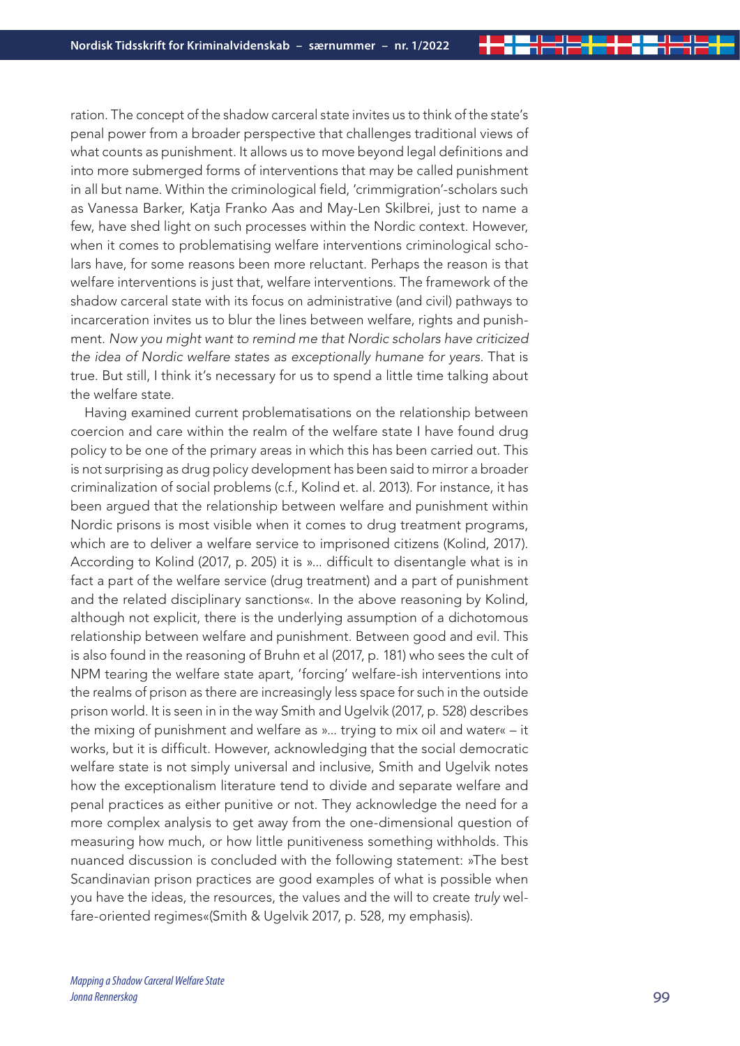ration. The concept of the shadow carceral state invites us to think of the state's penal power from a broader perspective that challenges traditional views of what counts as punishment. It allows us to move beyond legal definitions and into more submerged forms of interventions that may be called punishment in all but name. Within the criminological field, 'crimmigration'-scholars such as Vanessa Barker, Katja Franko Aas and May-Len Skilbrei, just to name a few, have shed light on such processes within the Nordic context. However, when it comes to problematising welfare interventions criminological scholars have, for some reasons been more reluctant. Perhaps the reason is that welfare interventions is just that, welfare interventions. The framework of the shadow carceral state with its focus on administrative (and civil) pathways to incarceration invites us to blur the lines between welfare, rights and punishment. *Now you might want to remind me that Nordic scholars have criticized the idea of Nordic welfare states as exceptionally humane for years.* That is true. But still, I think it's necessary for us to spend a little time talking about the welfare state.

Having examined current problematisations on the relationship between coercion and care within the realm of the welfare state I have found drug policy to be one of the primary areas in which this has been carried out. This is not surprising as drug policy development has been said to mirror a broader criminalization of social problems (c.f., Kolind et. al. 2013). For instance, it has been argued that the relationship between welfare and punishment within Nordic prisons is most visible when it comes to drug treatment programs, which are to deliver a welfare service to imprisoned citizens (Kolind, 2017). According to Kolind (2017, p. 205) it is »... difficult to disentangle what is in fact a part of the welfare service (drug treatment) and a part of punishment and the related disciplinary sanctions«. In the above reasoning by Kolind, although not explicit, there is the underlying assumption of a dichotomous relationship between welfare and punishment. Between good and evil. This is also found in the reasoning of Bruhn et al (2017, p. 181) who sees the cult of NPM tearing the welfare state apart, 'forcing' welfare-ish interventions into the realms of prison as there are increasingly less space for such in the outside prison world. It is seen in in the way Smith and Ugelvik (2017, p. 528) describes the mixing of punishment and welfare as »... trying to mix oil and water« – it works, but it is difficult. However, acknowledging that the social democratic welfare state is not simply universal and inclusive, Smith and Ugelvik notes how the exceptionalism literature tend to divide and separate welfare and penal practices as either punitive or not. They acknowledge the need for a more complex analysis to get away from the one-dimensional question of measuring how much, or how little punitiveness something withholds. This nuanced discussion is concluded with the following statement: »The best Scandinavian prison practices are good examples of what is possible when you have the ideas, the resources, the values and the will to create *truly* welfare-oriented regimes«(Smith & Ugelvik 2017, p. 528, my emphasis).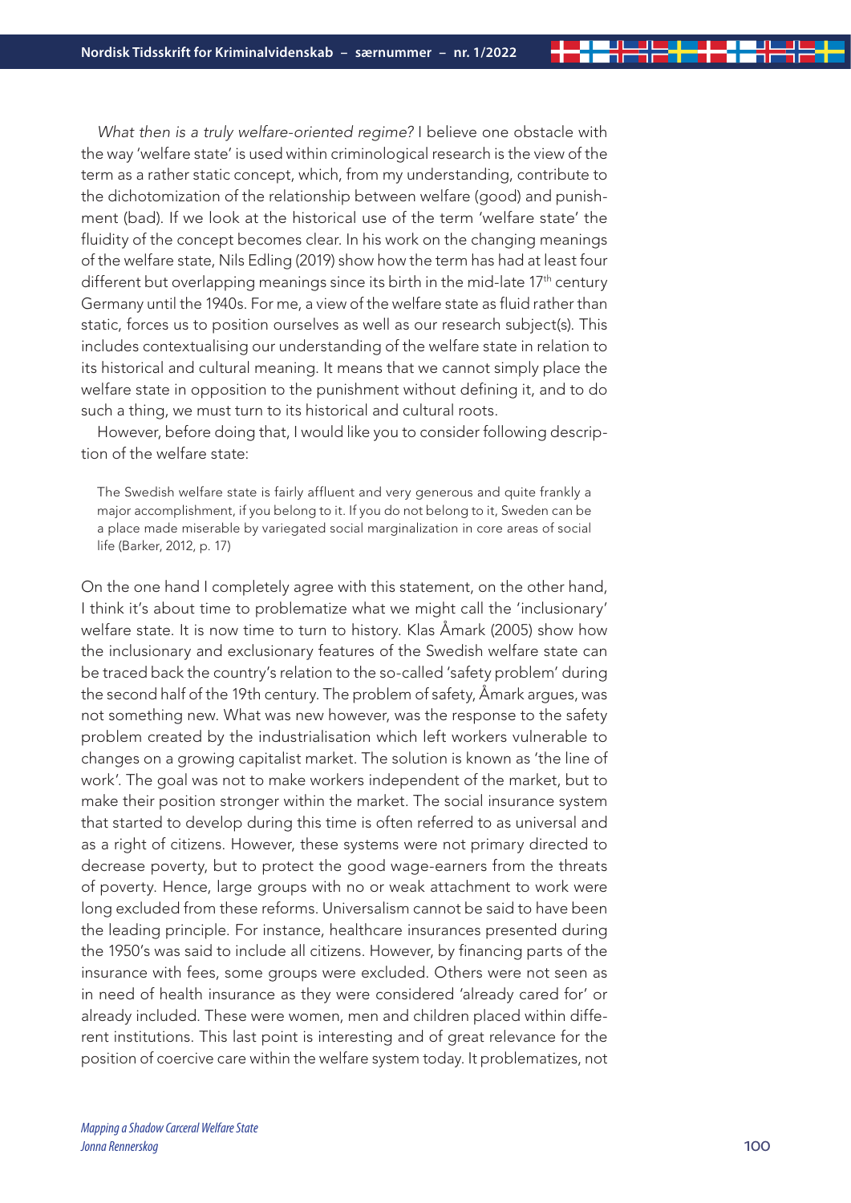*What then is a truly welfare-oriented regime?* I believe one obstacle with the way 'welfare state' is used within criminological research is the view of the term as a rather static concept, which, from my understanding, contribute to the dichotomization of the relationship between welfare (good) and punishment (bad). If we look at the historical use of the term 'welfare state' the fluidity of the concept becomes clear. In his work on the changing meanings of the welfare state, Nils Edling (2019) show how the term has had at least four different but overlapping meanings since its birth in the mid-late 17th century Germany until the 1940s. For me, a view of the welfare state as fluid rather than static, forces us to position ourselves as well as our research subject(s). This includes contextualising our understanding of the welfare state in relation to its historical and cultural meaning. It means that we cannot simply place the welfare state in opposition to the punishment without defining it, and to do such a thing, we must turn to its historical and cultural roots.

However, before doing that, I would like you to consider following description of the welfare state:

> The Swedish welfare state is fairly affluent and very generous and quite frankly a major accomplishment, if you belong to it. If you do not belong to it, Sweden can be a place made miserable by variegated social marginalization in core areas of social life (Barker, 2012, p. 17)

On the one hand I completely agree with this statement, on the other hand, I think it's about time to problematize what we might call the 'inclusionary' welfare state. It is now time to turn to history. Klas Åmark (2005) show how the inclusionary and exclusionary features of the Swedish welfare state can be traced back the country's relation to the so-called 'safety problem' during the second half of the 19th century. The problem of safety, Åmark argues, was not something new. What was new however, was the response to the safety problem created by the industrialisation which left workers vulnerable to changes on a growing capitalist market. The solution is known as 'the line of work'. The goal was not to make workers independent of the market, but to make their position stronger within the market. The social insurance system that started to develop during this time is often referred to as universal and as a right of citizens. However, these systems were not primary directed to decrease poverty, but to protect the good wage-earners from the threats of poverty. Hence, large groups with no or weak attachment to work were long excluded from these reforms. Universalism cannot be said to have been the leading principle. For instance, healthcare insurances presented during the 1950's was said to include all citizens. However, by financing parts of the insurance with fees, some groups were excluded. Others were not seen as in need of health insurance as they were considered 'already cared for' or already included. These were women, men and children placed within different institutions. This last point is interesting and of great relevance for the position of coercive care within the welfare system today. It problematizes, not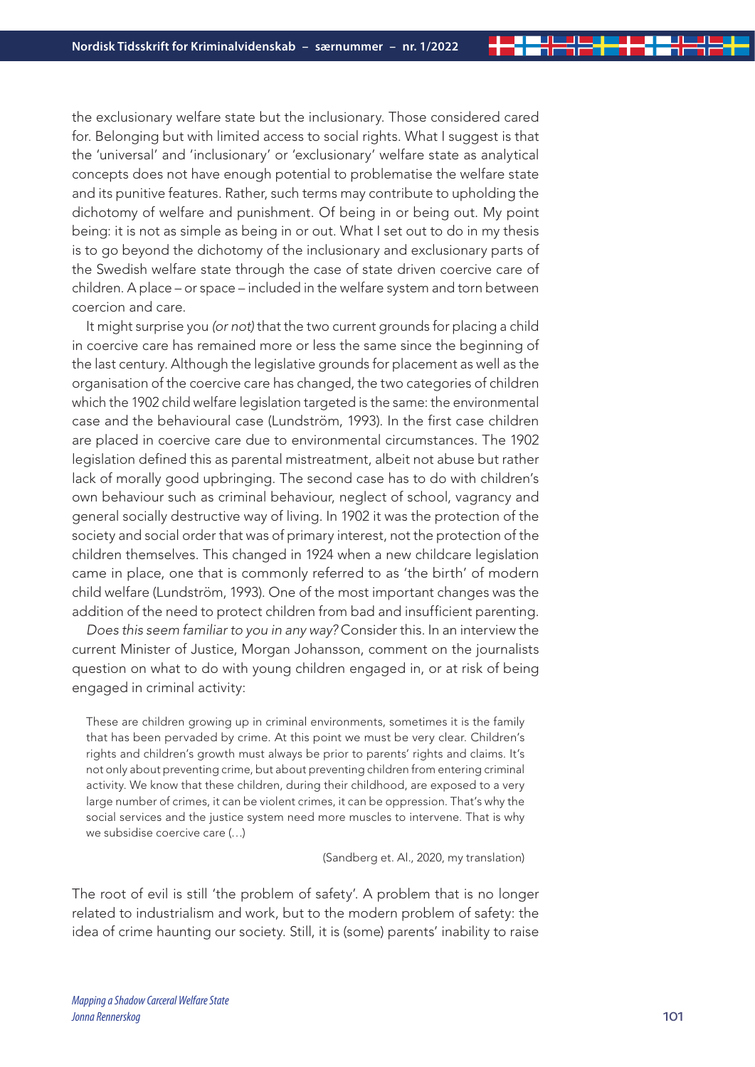the exclusionary welfare state but the inclusionary. Those considered cared for. Belonging but with limited access to social rights. What I suggest is that the 'universal' and 'inclusionary' or 'exclusionary' welfare state as analytical concepts does not have enough potential to problematise the welfare state and its punitive features. Rather, such terms may contribute to upholding the dichotomy of welfare and punishment. Of being in or being out. My point being: it is not as simple as being in or out. What I set out to do in my thesis is to go beyond the dichotomy of the inclusionary and exclusionary parts of the Swedish welfare state through the case of state driven coercive care of children. A place – or space – included in the welfare system and torn between coercion and care.

It might surprise you *(or not)* that the two current grounds for placing a child in coercive care has remained more or less the same since the beginning of the last century. Although the legislative grounds for placement as well as the organisation of the coercive care has changed, the two categories of children which the 1902 child welfare legislation targeted is the same: the environmental case and the behavioural case (Lundström, 1993). In the first case children are placed in coercive care due to environmental circumstances. The 1902 legislation defined this as parental mistreatment, albeit not abuse but rather lack of morally good upbringing. The second case has to do with children's own behaviour such as criminal behaviour, neglect of school, vagrancy and general socially destructive way of living. In 1902 it was the protection of the society and social order that was of primary interest, not the protection of the children themselves. This changed in 1924 when a new childcare legislation came in place, one that is commonly referred to as 'the birth' of modern child welfare (Lundström, 1993). One of the most important changes was the addition of the need to protect children from bad and insufficient parenting.

*Does this seem familiar to you in any way?* Consider this. In an interview the current Minister of Justice, Morgan Johansson, comment on the journalists question on what to do with young children engaged in, or at risk of being engaged in criminal activity:

> These are children growing up in criminal environments, sometimes it is the family that has been pervaded by crime. At this point we must be very clear. Children's rights and children's growth must always be prior to parents' rights and claims. It's not only about preventing crime, but about preventing children from entering criminal activity. We know that these children, during their childhood, are exposed to a very large number of crimes, it can be violent crimes, it can be oppression. That's why the social services and the justice system need more muscles to intervene. That is why we subsidise coercive care (…)
>
> (Sandberg et. Al., 2020, my translation)

The root of evil is still 'the problem of safety'. A problem that is no longer related to industrialism and work, but to the modern problem of safety: the idea of crime haunting our society. Still, it is (some) parents' inability to raise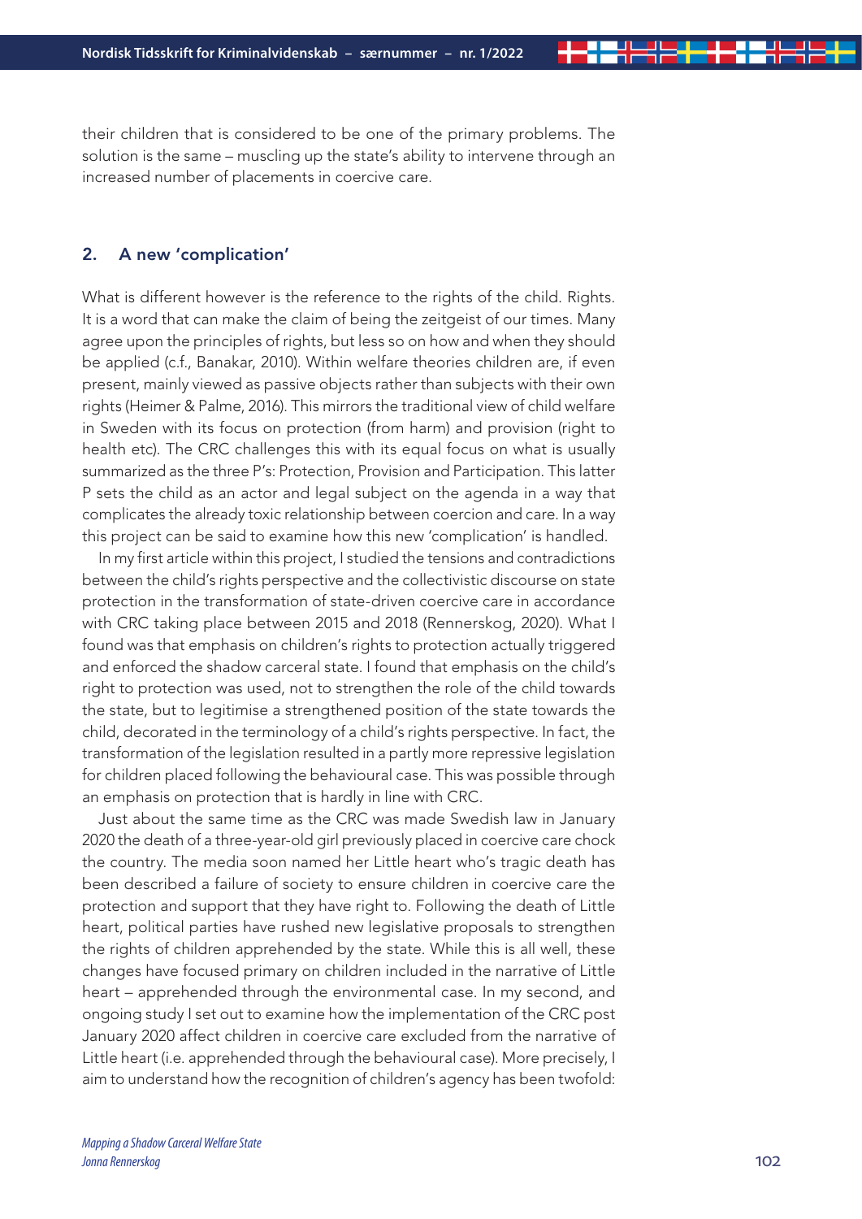their children that is considered to be one of the primary problems. The solution is the same – muscling up the state's ability to intervene through an increased number of placements in coercive care.

## 2. A new 'complication'

What is different however is the reference to the rights of the child. Rights. It is a word that can make the claim of being the zeitgeist of our times. Many agree upon the principles of rights, but less so on how and when they should be applied (c.f., Banakar, 2010). Within welfare theories children are, if even present, mainly viewed as passive objects rather than subjects with their own rights (Heimer & Palme, 2016). This mirrors the traditional view of child welfare in Sweden with its focus on protection (from harm) and provision (right to health etc). The CRC challenges this with its equal focus on what is usually summarized as the three P's: Protection, Provision and Participation. This latter P sets the child as an actor and legal subject on the agenda in a way that complicates the already toxic relationship between coercion and care. In a way this project can be said to examine how this new 'complication' is handled.

In my first article within this project, I studied the tensions and contradictions between the child's rights perspective and the collectivistic discourse on state protection in the transformation of state-driven coercive care in accordance with CRC taking place between 2015 and 2018 (Rennerskog, 2020). What I found was that emphasis on children's rights to protection actually triggered and enforced the shadow carceral state. I found that emphasis on the child's right to protection was used, not to strengthen the role of the child towards the state, but to legitimise a strengthened position of the state towards the child, decorated in the terminology of a child's rights perspective. In fact, the transformation of the legislation resulted in a partly more repressive legislation for children placed following the behavioural case. This was possible through an emphasis on protection that is hardly in line with CRC.

Just about the same time as the CRC was made Swedish law in January 2020 the death of a three-year-old girl previously placed in coercive care chock the country. The media soon named her Little heart who's tragic death has been described a failure of society to ensure children in coercive care the protection and support that they have right to. Following the death of Little heart, political parties have rushed new legislative proposals to strengthen the rights of children apprehended by the state. While this is all well, these changes have focused primary on children included in the narrative of Little heart – apprehended through the environmental case. In my second, and ongoing study I set out to examine how the implementation of the CRC post January 2020 affect children in coercive care excluded from the narrative of Little heart (i.e. apprehended through the behavioural case). More precisely, I aim to understand how the recognition of children's agency has been twofold: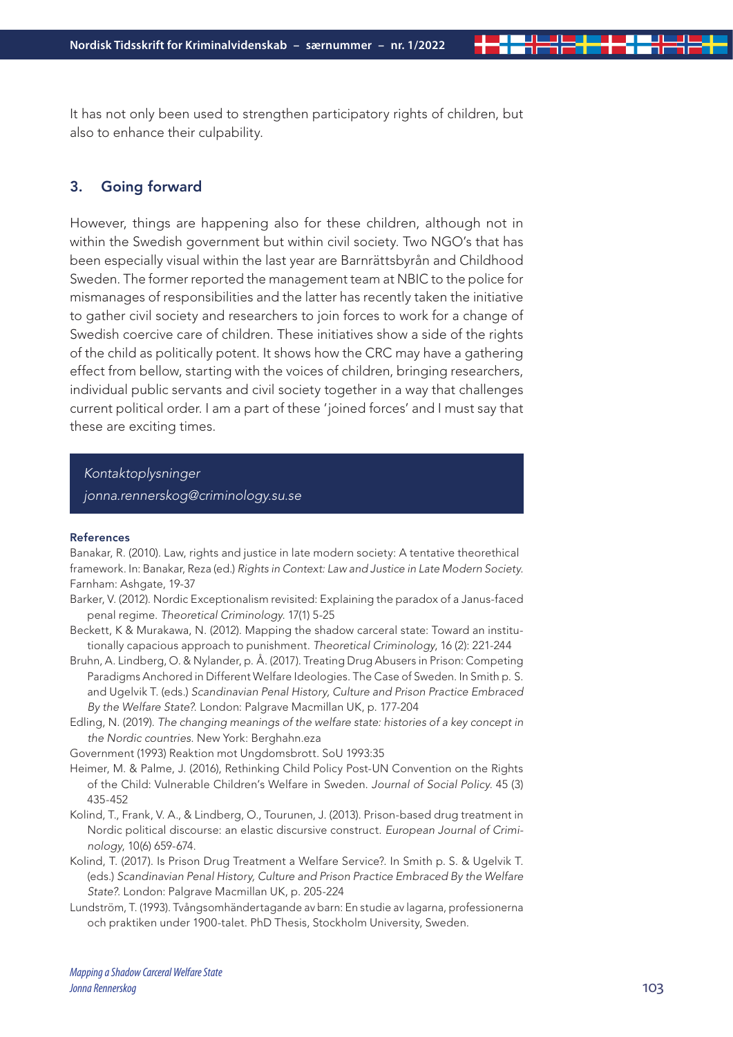It has not only been used to strengthen participatory rights of children, but also to enhance their culpability.

## 3. Going forward

However, things are happening also for these children, although not in within the Swedish government but within civil society. Two NGO's that has been especially visual within the last year are Barnrättsbyrån and Childhood Sweden. The former reported the management team at NBIC to the police for mismanages of responsibilities and the latter has recently taken the initiative to gather civil society and researchers to join forces to work for a change of Swedish coercive care of children. These initiatives show a side of the rights of the child as politically potent. It shows how the CRC may have a gathering effect from bellow, starting with the voices of children, bringing researchers, individual public servants and civil society together in a way that challenges current political order. I am a part of these 'joined forces' and I must say that these are exciting times.

*Kontaktoplysninger*
*jonna.rennerskog@criminology.su.se*

### References

Banakar, R. (2010). Law, rights and justice in late modern society: A tentative theorethical framework. In: Banakar, Reza (ed.) *Rights in Context: Law and Justice in Late Modern Society.* Farnham: Ashgate, 19-37

Barker, V. (2012). Nordic Exceptionalism revisited: Explaining the paradox of a Janus-faced penal regime. *Theoretical Criminology.* 17(1) 5-25

Beckett, K & Murakawa, N. (2012). Mapping the shadow carceral state: Toward an institutionally capacious approach to punishment. *Theoretical Criminology*, 16 (2): 221-244

Bruhn, A. Lindberg, O. & Nylander, p. Å. (2017). Treating Drug Abusers in Prison: Competing Paradigms Anchored in Different Welfare Ideologies. The Case of Sweden. In Smith p. S. and Ugelvik T. (eds.) *Scandinavian Penal History, Culture and Prison Practice Embraced By the Welfare State?.* London: Palgrave Macmillan UK, p. 177-204

Edling, N. (2019). *The changing meanings of the welfare state: histories of a key concept in the Nordic countries.* New York: Berghahn.eza

Government (1993) Reaktion mot Ungdomsbrott. SoU 1993:35

Heimer, M. & Palme, J. (2016), Rethinking Child Policy Post-UN Convention on the Rights of the Child: Vulnerable Children's Welfare in Sweden. *Journal of Social Policy.* 45 (3) 435-452

Kolind, T., Frank, V. A., & Lindberg, O., Tourunen, J. (2013). Prison-based drug treatment in Nordic political discourse: an elastic discursive construct. *European Journal of Criminology*, 10(6) 659-674.

Kolind, T. (2017). Is Prison Drug Treatment a Welfare Service?. In Smith p. S. & Ugelvik T. (eds.) *Scandinavian Penal History, Culture and Prison Practice Embraced By the Welfare State?.* London: Palgrave Macmillan UK, p. 205-224

Lundström, T. (1993). Tvångsomhändertagande av barn: En studie av lagarna, professionerna och praktiken under 1900-talet. PhD Thesis, Stockholm University, Sweden.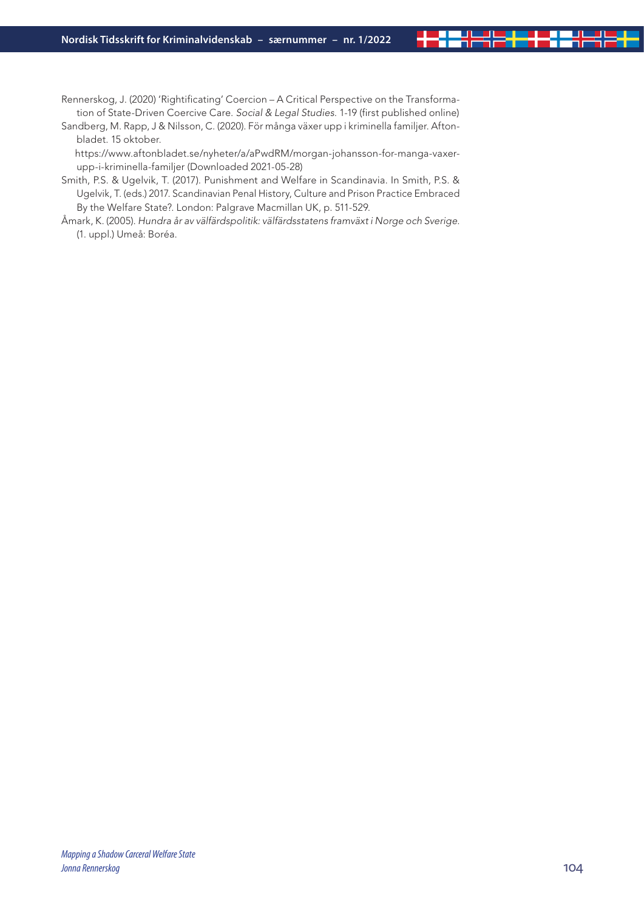Rennerskog, J. (2020) 'Rightificating' Coercion – A Critical Perspective on the Transformation of State-Driven Coercive Care. *Social & Legal Studies.* 1-19 (first published online)

Sandberg, M. Rapp, J & Nilsson, C. (2020). För många växer upp i kriminella familjer. Aftonbladet. 15 oktober. https://www.aftonbladet.se/nyheter/a/aPwdRM/morgan-johansson-for-manga-vaxer-upp-i-kriminella-familjer (Downloaded 2021-05-28)

Smith, P.S. & Ugelvik, T. (2017). Punishment and Welfare in Scandinavia. In Smith, P.S. & Ugelvik, T. (eds.) 2017. Scandinavian Penal History, Culture and Prison Practice Embraced By the Welfare State?. London: Palgrave Macmillan UK, p. 511-529.

Åmark, K. (2005). *Hundra år av välfärdspolitik: välfärdsstatens framväxt i Norge och Sverige.* (1. uppl.) Umeå: Boréa.